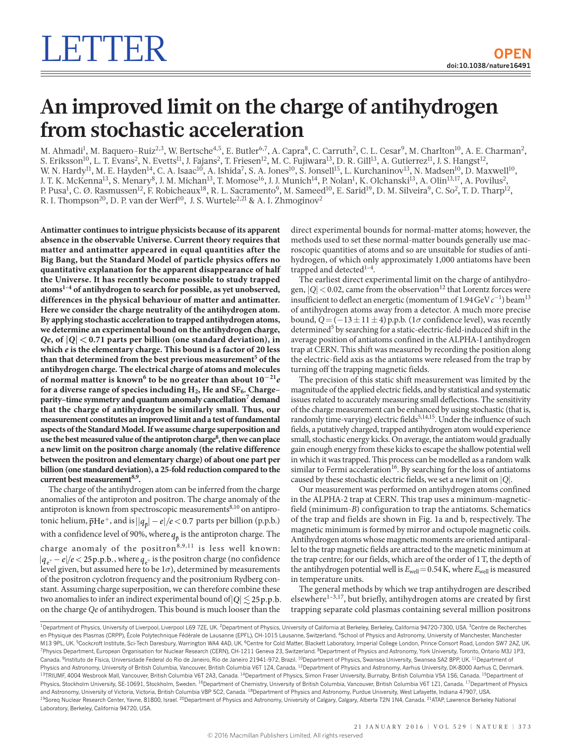LETTER

OPEN

doi:10.1038/nature16491

# An improved limit on the charge of antihydrogen from stochastic acceleration

M. Ahmadi[1], M. Baquero-Ruiz[2,3], W. Bertsche[4,5], E. Butler[6,7], A. Capra[8], C. Carruth[2], C. L. Cesar[9], M. Charlton[10], A. E. Charman[2], S. Eriksson[10], L. T. Evans[2], N. Evetts[11], J. Fajans[2], T. Friesen[12], M. C. Fujiwara[13], D. R. Gill[13], A. Gutierrez[11], J. S. Hangst[12], W. N. Hardy[11], M. E. Hayden[14], C. A. Isaac[10], A. Ishida[7], S. A. Jones[10], S. Jonsell[15], L. Kurchaninov[13], N. Madsen[10], D. Maxwell[10], J. T. K. McKenna[13], S. Menary[8], J. M. Michan[13], T. Momose[16], J. J. Munich[14], P. Nolan[1], K. Olchanski[13], A. Olin[13,17], A. Povilus[2], P. Pusa[1], C. Ø. Rasmussen[12], F. Robicheaux[18], R. L. Sacramento[9], M. Sameed[10], E. Sarid[19], D. M. Silveira[9], C. So[2], T. D. Tharp[12], R. I. Thompson[20], D. P. van der Werf[10], J. S. Wurtele[2,21] & A. I. Zhmoginov[2]

**Antimatter continues to intrigue physicists because of its apparent absence in the observable Universe. Current theory requires that matter and antimatter appeared in equal quantities after the Big Bang, but the Standard Model of particle physics offers no quantitative explanation for the apparent disappearance of half the Universe. It has recently become possible to study trapped atoms[1–4] of antihydrogen to search for possible, as yet unobserved, differences in the physical behaviour of matter and antimatter. Here we consider the charge neutrality of the antihydrogen atom. By applying stochastic acceleration to trapped antihydrogen atoms, we determine an experimental bound on the antihydrogen charge, $Qe$, of $|Q| < 0.71$ parts per billion (one standard deviation), in which $e$ is the elementary charge. This bound is a factor of 20 less than that determined from the best previous measurement[5] of the antihydrogen charge. The electrical charge of atoms and molecules of normal matter is known[6] to be no greater than about $10^{-21}e$ for a diverse range of species including $H_2$, He and $SF_6$. Charge–parity–time symmetry and quantum anomaly cancellation[7] demand that the charge of antihydrogen be similarly small. Thus, our measurement constitutes an improved limit and a test of fundamental aspects of the Standard Model. If we assume charge superposition and use the best measured value of the antiproton charge[8], then we can place a new limit on the positron charge anomaly (the relative difference between the positron and elementary charge) of about one part per billion (one standard deviation), a 25-fold reduction compared to the current best measurement[8,9].**

The charge of the antihydrogen atom can be inferred from the charge anomalies of the antiproton and positron. The charge anomaly of the antiproton is known from spectroscopic measurements[8,10] on antiprotonic helium, $\bar{p}He^+$, and is $||q_{\bar{p}}| - e|/e < 0.7$ parts per billion (p.p.b.) with a confidence level of 90%, where $q_{\bar{p}}$ is the antiproton charge. The charge anomaly of the positron[8,9,11] is less well known: $|q_{e^+} - e|/e < 25$ p.p.b., where $q_{e^+}$ is the positron charge (no confidence level given, but assumed here to be 1$\sigma$), determined by measurements of the positron cyclotron frequency and the positronium Rydberg constant. Assuming charge superposition, we can therefore combine these two anomalies to infer an indirect experimental bound of $|Q| \lesssim 25$ p.p.b. on the charge $Qe$ of antihydrogen. This bound is much looser than the direct experimental bounds for normal-matter atoms; however, the methods used to set these normal-matter bounds generally use macroscopic quantities of atoms and so are unsuitable for studies of antihydrogen, of which only approximately 1,000 antiatoms have been trapped and detected[1–4].

The earliest direct experimental limit on the charge of antihydrogen, $|Q| < 0.02$, came from the observation[12] that Lorentz forces were insufficient to deflect an energetic (momentum of 1.94 GeV $c^{-1}$) beam[13] of antihydrogen atoms away from a detector. A much more precise bound, $Q = (-13 \pm 11 \pm 4)$ p.p.b. (1$\sigma$ confidence level), was recently determined[5] by searching for a static-electric-field-induced shift in the average position of antiatoms confined in the ALPHA-I antihydrogen trap at CERN. This shift was measured by recording the position along the electric-field axis as the antiatoms were released from the trap by turning off the trapping magnetic fields.

The precision of this static shift measurement was limited by the magnitude of the applied electric fields, and by statistical and systematic issues related to accurately measuring small deflections. The sensitivity of the charge measurement can be enhanced by using stochastic (that is, randomly time-varying) electric fields[5,14,15]. Under the influence of such fields, a putatively charged, trapped antihydrogen atom would experience small, stochastic energy kicks. On average, the antiatom would gradually gain enough energy from these kicks to escape the shallow potential well in which it was trapped. This process can be modelled as a random walk similar to Fermi acceleration[16]. By searching for the loss of antiatoms caused by these stochastic electric fields, we set a new limit on $|Q|$.

Our measurement was performed on antihydrogen atoms confined in the ALPHA-2 trap at CERN. This trap uses a minimum-magnetic-field (minimum-$B$) configuration to trap the antiatoms. Schematics of the trap and fields are shown in Fig. 1a and b, respectively. The magnetic minimum is formed by mirror and octupole magnetic coils. Antihydrogen atoms whose magnetic moments are oriented antiparallel to the trap magnetic fields are attracted to the magnetic minimum at the trap centre; for our fields, which are of the order of 1 T, the depth of the antihydrogen potential well is $E_{well} = 0.54$ K, where $E_{well}$ is measured in temperature units.

The general methods by which we trap antihydrogen are described elsewhere[1–3,17], but briefly, antihydrogen atoms are created by first trapping separate cold plasmas containing several million positrons

[1]Department of Physics, University of Liverpool, Liverpool L69 7ZE, UK. [2]Department of Physics, University of California at Berkeley, Berkeley, California 94720-7300, USA. [3]Centre de Recherches en Physique des Plasmas (CRPP), École Polytechnique Fédérale de Lausanne (EPFL), CH-1015 Lausanne, Switzerland. [4]School of Physics and Astronomy, University of Manchester, Manchester M13 9PL, UK. [5]Cockcroft Institute, Sci-Tech Daresbury, Warrington WA4 4AD, UK. [6]Centre for Cold Matter, Blackett Laboratory, Imperial College London, Prince Consort Road, London SW7 2AZ, UK. [7]Physics Department, European Organisation for Nuclear Research (CERN), CH-1211 Geneva 23, Switzerland. [8]Department of Physics and Astronomy, York University, Toronto, Ontario M3J 1P3, Canada. [9]Instituto de Física, Universidade Federal do Rio de Janeiro, Rio de Janeiro 21941-972, Brazil. [10]Department of Physics, Swansea University, Swansea SA2 8PP, UK. [11]Department of Physics and Astronomy, University of British Columbia, Vancouver, British Columbia V6T 1Z4, Canada. [12]Department of Physics and Astronomy, Aarhus University, DK-8000 Aarhus C, Denmark. [13]TRIUMF, 4004 Wesbrook Mall, Vancouver, British Columbia V6T 2A3, Canada. [14]Department of Physics, Simon Fraser University, Burnaby, British Columbia V5A 1S6, Canada. [15]Department of Physics, Stockholm University, SE-10691, Stockholm, Sweden. [16]Department of Chemistry, University of British Columbia, Vancouver, British Columbia V6T 1Z1, Canada. [17]Department of Physics and Astronomy, University of Victoria, Victoria, British Columbia V8P 5C2, Canada. [18]Department of Physics and Astronomy, Purdue University, West Lafayette, Indiana 47907, USA. [19]Soreq Nuclear Research Center, Yavne, 81800, Israel. [20]Department of Physics and Astronomy, University of Calgary, Calgary, Alberta T2N 1N4, Canada. [21]ATAP, Lawrence Berkeley National Laboratory, Berkeley, California 94720, USA.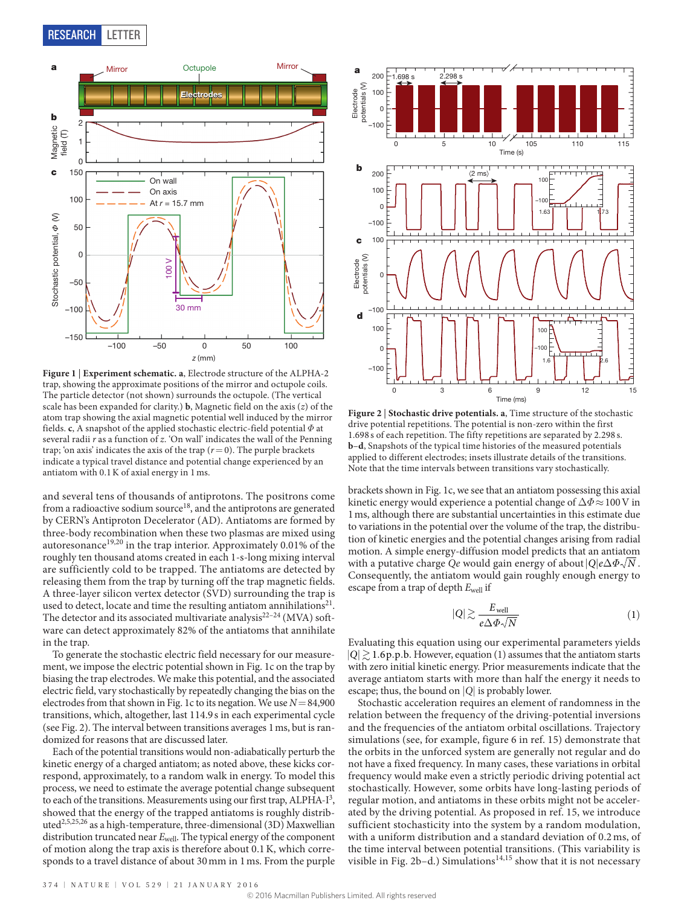**Figure 1 | Experiment schematic. a**, Electrode structure of the ALPHA-2 trap, showing the approximate positions of the mirror and octupole coils. The particle detector (not shown) surrounds the octupole. (The vertical scale has been expanded for clarity.) **b**, Magnetic field on the axis ($z$) of the atom trap showing the axial magnetic potential well induced by the mirror fields. **c**, A snapshot of the applied stochastic electric-field potential $\Phi$ at several radii $r$ as a function of $z$. 'On wall' indicates the wall of the Penning trap; 'on axis' indicates the axis of the trap ($r = 0$). The purple brackets indicate a typical travel distance and potential change experienced by an antiatom with 0.1 K of axial energy in 1 ms.

**Figure 2 | Stochastic drive potentials. a**, Time structure of the stochastic drive potential repetitions. The potential is non-zero within the first 1.698 s of each repetition. The fifty repetitions are separated by 2.298 s. **b–d**, Snapshots of the typical time histories of the measured potentials applied to different electrodes; insets illustrate details of the transitions. Note that the time intervals between transitions vary stochastically.

and several tens of thousands of antiprotons. The positrons come from a radioactive sodium source[18], and the antiprotons are generated by CERN's Antiproton Decelerator (AD). Antiatoms are formed by three-body recombination when these two plasmas are mixed using autoresonance[19,20] in the trap interior. Approximately 0.01% of the roughly ten thousand atoms created in each 1-s-long mixing interval are sufficiently cold to be trapped. The antiatoms are detected by releasing them from the trap by turning off the trap magnetic fields. A three-layer silicon vertex detector (SVD) surrounding the trap is used to detect, locate and time the resulting antiatom annihilations[21]. The detector and its associated multivariate analysis[22–24] (MVA) software can detect approximately 82% of the antiatoms that annihilate in the trap.

To generate the stochastic electric field necessary for our measurement, we impose the electric potential shown in Fig. 1c on the trap by biasing the trap electrodes. We make this potential, and the associated electric field, vary stochastically by repeatedly changing the bias on the electrodes from that shown in Fig. 1c to its negation. We use $N = 84{,}900$ transitions, which, altogether, last 114.9 s in each experimental cycle (see Fig. 2). The interval between transitions averages 1 ms, but is randomized for reasons that are discussed later.

Each of the potential transitions would non-adiabatically perturb the kinetic energy of a charged antiatom; as noted above, these kicks correspond, approximately, to a random walk in energy. To model this process, we need to estimate the average potential change subsequent to each of the transitions. Measurements using our first trap, ALPHA-I[3], showed that the energy of the trapped antiatoms is roughly distributed[2,5,25,26] as a high-temperature, three-dimensional (3D) Maxwellian distribution truncated near $E_{\rm well}$. The typical energy of the component of motion along the trap axis is therefore about 0.1 K, which corresponds to a travel distance of about 30 mm in 1 ms. From the purple brackets shown in Fig. 1c, we see that an antiatom possessing this axial kinetic energy would experience a potential change of $\Delta\Phi \approx 100$ V in 1 ms, although there are substantial uncertainties in this estimate due to variations in the potential over the volume of the trap, the distribution of kinetic energies and the potential changes arising from radial motion. A simple energy-diffusion model predicts that an antiatom with a putative charge $Qe$ would gain energy of about $|Q|e\Delta\Phi\sqrt{N}$. Consequently, the antiatom would gain roughly enough energy to escape from a trap of depth $E_{\rm well}$ if

$$|Q| \gtrsim \frac{E_{\rm well}}{e\Delta\Phi\sqrt{N}} \qquad (1)$$

Evaluating this equation using our experimental parameters yields $|Q| \gtrsim 1.6$ p.p.b. However, equation (1) assumes that the antiatom starts with zero initial kinetic energy. Prior measurements indicate that the average antiatom starts with more than half the energy it needs to escape; thus, the bound on $|Q|$ is probably lower.

Stochastic acceleration requires an element of randomness in the relation between the frequency of the driving-potential inversions and the frequencies of the antiatom orbital oscillations. Trajectory simulations (see, for example, figure 6 in ref. 15) demonstrate that the orbits in the unforced system are generally not regular and do not have a fixed frequency. In many cases, these variations in orbital frequency would make even a strictly periodic driving potential act stochastically. However, some orbits have long-lasting periods of regular motion, and antiatoms in these orbits might not be accelerated by the driving potential. As proposed in ref. 15, we introduce sufficient stochasticity into the system by a random modulation, with a uniform distribution and a standard deviation of 0.2 ms, of the time interval between potential transitions. (This variability is visible in Fig. 2b–d.) Simulations[14,15] show that it is not necessary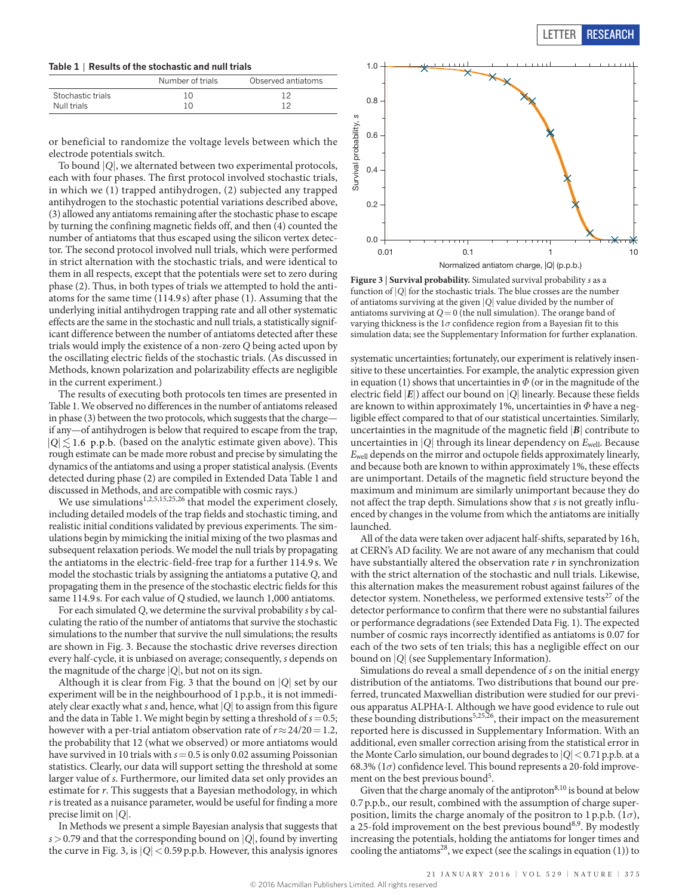**Table 1 | Results of the stochastic and null trials**

| | Number of trials | Observed antiatoms |
|---|---|---|
| Stochastic trials | 10 | 12 |
| Null trials | 10 | 12 |

or beneficial to randomize the voltage levels between which the electrode potentials switch.

To bound $|Q|$, we alternated between two experimental protocols, each with four phases. The first protocol involved stochastic trials, in which we (1) trapped antihydrogen, (2) subjected any trapped antihydrogen to the stochastic potential variations described above, (3) allowed any antiatoms remaining after the stochastic phase to escape by turning the confining magnetic fields off, and then (4) counted the number of antiatoms that thus escaped using the silicon vertex detector. The second protocol involved null trials, which were performed in strict alternation with the stochastic trials, and were identical to them in all respects, except that the potentials were set to zero during phase (2). Thus, in both types of trials we attempted to hold the antiatoms for the same time (114.9 s) after phase (1). Assuming that the underlying initial antihydrogen trapping rate and all other systematic effects are the same in the stochastic and null trials, a statistically significant difference between the number of antiatoms detected after these trials would imply the existence of a non-zero $Q$ being acted upon by the oscillating electric fields of the stochastic trials. (As discussed in Methods, known polarization and polarizability effects are negligible in the current experiment.)

The results of executing both protocols ten times are presented in Table 1. We observed no differences in the number of antiatoms released in phase (3) between the two protocols, which suggests that the charge—if any—of antihydrogen is below that required to escape from the trap, $|Q| \lesssim 1.6$ p.p.b. (based on the analytic estimate given above). This rough estimate can be made more robust and precise by simulating the dynamics of the antiatoms and using a proper statistical analysis. (Events detected during phase (2) are compiled in Extended Data Table 1 and discussed in Methods, and are compatible with cosmic rays.)

We use simulations[1,2,5,15,25,26] that model the experiment closely, including detailed models of the trap fields and stochastic timing, and realistic initial conditions validated by previous experiments. The simulations begin by mimicking the initial mixing of the two plasmas and subsequent relaxation periods. We model the null trials by propagating the antiatoms in the electric-field-free trap for a further 114.9 s. We model the stochastic trials by assigning the antiatoms a putative $Q$, and propagating them in the presence of the stochastic electric fields for this same 114.9 s. For each value of $Q$ studied, we launch 1,000 antiatoms.

For each simulated $Q$, we determine the survival probability $s$ by calculating the ratio of the number of antiatoms that survive the stochastic simulations to the number that survive the null simulations; the results are shown in Fig. 3. Because the stochastic drive reverses direction every half-cycle, it is unbiased on average; consequently, $s$ depends on the magnitude of the charge $|Q|$, but not on its sign.

Although it is clear from Fig. 3 that the bound on $|Q|$ set by our experiment will be in the neighbourhood of 1 p.p.b., it is not immediately clear exactly what $s$ and, hence, what $|Q|$ to assign from this figure and the data in Table 1. We might begin by setting a threshold of $s = 0.5$; however with a per-trial antiatom observation rate of $r \approx 24/20 = 1.2$, the probability that 12 (what we observed) or more antiatoms would have survived in 10 trials with $s = 0.5$ is only 0.02 assuming Poissonian statistics. Clearly, our data will support setting the threshold at some larger value of $s$. Furthermore, our limited data set only provides an estimate for $r$. This suggests that a Bayesian methodology, in which $r$ is treated as a nuisance parameter, would be useful for finding a more precise limit on $|Q|$.

In Methods we present a simple Bayesian analysis that suggests that $s > 0.79$ and that the corresponding bound on $|Q|$, found by inverting the curve in Fig. 3, is $|Q| < 0.59$ p.p.b. However, this analysis ignores systematic uncertainties; fortunately, our experiment is relatively insensitive to these uncertainties. For example, the analytic expression given in equation (1) shows that uncertainties in $\Phi$ (or in the magnitude of the electric field $|\boldsymbol{E}|$) affect our bound on $|Q|$ linearly. Because these fields are known to within approximately 1%, uncertainties in $\Phi$ have a negligible effect compared to that of our statistical uncertainties. Similarly, uncertainties in the magnitude of the magnetic field $|\boldsymbol{B}|$ contribute to uncertainties in $|Q|$ through its linear dependency on $E_{\mathrm{well}}$. Because $E_{\mathrm{well}}$ depends on the mirror and octupole fields approximately linearly, and because both are known to within approximately 1%, these effects are unimportant. Details of the magnetic field structure beyond the maximum and minimum are similarly unimportant because they do not affect the trap depth. Simulations show that $s$ is not greatly influenced by changes in the volume from which the antiatoms are initially launched.

**Figure 3 | Survival probability.** Simulated survival probability $s$ as a function of $|Q|$ for the stochastic trials. The blue crosses are the number of antiatoms surviving at the given $|Q|$ value divided by the number of antiatoms surviving at $Q = 0$ (the null simulation). The orange band of varying thickness is the $1\sigma$ confidence region from a Bayesian fit to this simulation data; see the Supplementary Information for further explanation.

All of the data were taken over adjacent half-shifts, separated by 16 h, at CERN's AD facility. We are not aware of any mechanism that could have substantially altered the observation rate $r$ in synchronization with the strict alternation of the stochastic and null trials. Likewise, this alternation makes the measurement robust against failures of the detector system. Nonetheless, we performed extensive tests[27] of the detector performance to confirm that there were no substantial failures or performance degradations (see Extended Data Fig. 1). The expected number of cosmic rays incorrectly identified as antiatoms is 0.07 for each of the two sets of ten trials; this has a negligible effect on our bound on $|Q|$ (see Supplementary Information).

Simulations do reveal a small dependence of $s$ on the initial energy distribution of the antiatoms. Two distributions that bound our preferred, truncated Maxwellian distribution were studied for our previous apparatus ALPHA-I. Although we have good evidence to rule out these bounding distributions[5,25,26], their impact on the measurement reported here is discussed in Supplementary Information. With an additional, even smaller correction arising from the statistical error in the Monte Carlo simulation, our bound degrades to $|Q| < 0.71$ p.p.b. at a 68.3% ($1\sigma$) confidence level. This bound represents a 20-fold improvement on the best previous bound[5].

Given that the charge anomaly of the antiproton[8,10] is bound at below 0.7 p.p.b., our result, combined with the assumption of charge superposition, limits the charge anomaly of the positron to 1 p.p.b. ($1\sigma$), a 25-fold improvement on the best previous bound[8,9]. By modestly increasing the potentials, holding the antiatoms for longer times and cooling the antiatoms[28], we expect (see the scalings in equation (1)) to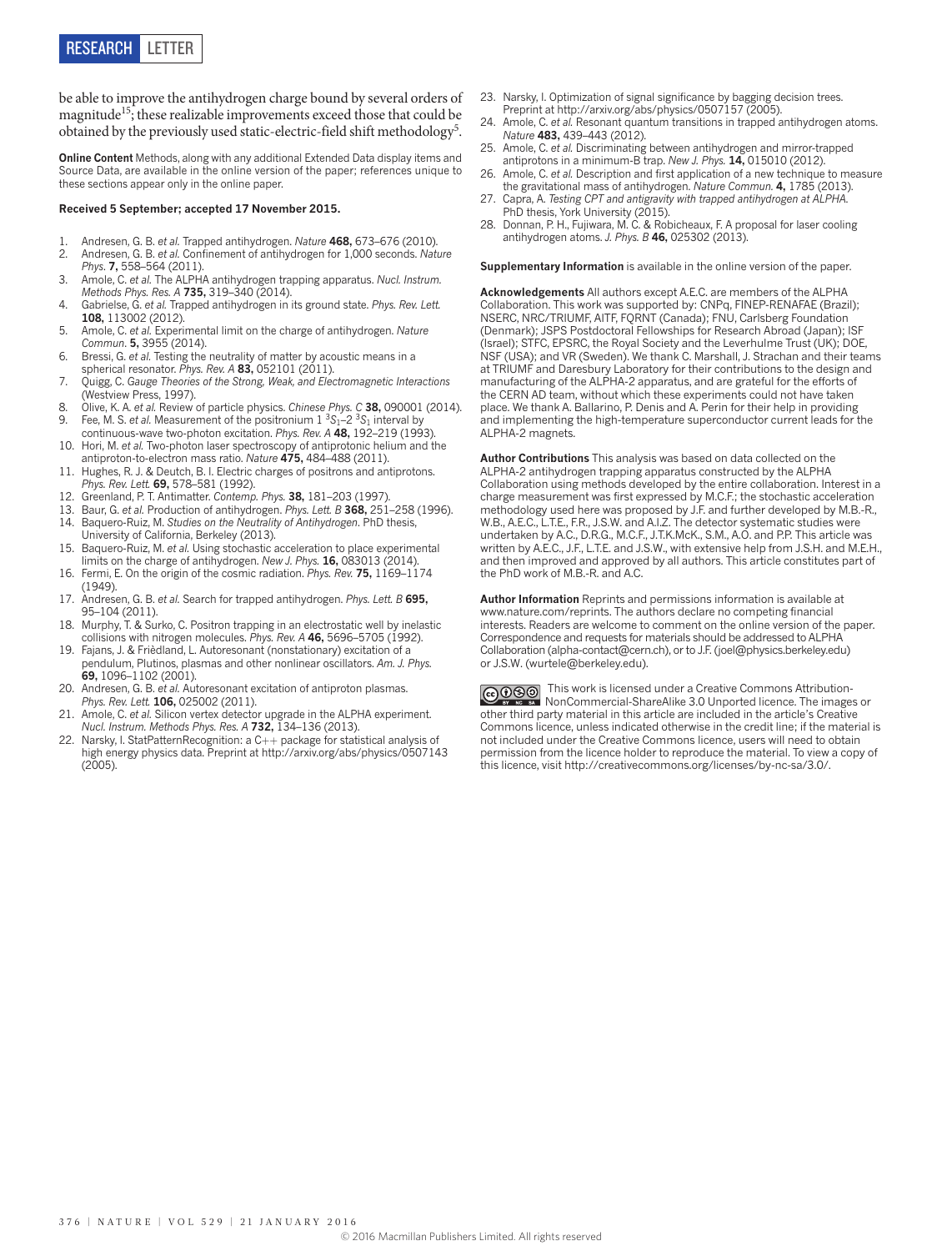be able to improve the antihydrogen charge bound by several orders of magnitude[15]; these realizable improvements exceed those that could be obtained by the previously used static-electric-field shift methodology[5].

**Online Content** Methods, along with any additional Extended Data display items and Source Data, are available in the online version of the paper; references unique to these sections appear only in the online paper.

**Received 5 September; accepted 17 November 2015.**

1. Andresen, G. B. *et al.* Trapped antihydrogen. *Nature* **468,** 673–676 (2010).
2. Andresen, G. B. *et al.* Confinement of antihydrogen for 1,000 seconds. *Nature Phys.* **7,** 558–564 (2011).
3. Amole, C. *et al.* The ALPHA antihydrogen trapping apparatus. *Nucl. Instrum. Methods Phys. Res. A* **735,** 319–340 (2014).
4. Gabrielse, G. *et al.* Trapped antihydrogen in its ground state. *Phys. Rev. Lett.* **108,** 113002 (2012).
5. Amole, C. *et al.* Experimental limit on the charge of antihydrogen. *Nature Commun.* **5,** 3955 (2014).
6. Bressi, G. *et al.* Testing the neutrality of matter by acoustic means in a spherical resonator. *Phys. Rev. A* **83,** 052101 (2011).
7. Quigg, C. *Gauge Theories of the Strong, Weak, and Electromagnetic Interactions* (Westview Press, 1997).
8. Olive, K. A. *et al.* Review of particle physics. *Chinese Phys. C* **38,** 090001 (2014).
9. Fee, M. S. *et al.* Measurement of the positronium 1 $^3S_1$–2 $^3S_1$ interval by continuous-wave two-photon excitation. *Phys. Rev. A* **48,** 192–219 (1993).
10. Hori, M. *et al.* Two-photon laser spectroscopy of antiprotonic helium and the antiproton-to-electron mass ratio. *Nature* **475,** 484–488 (2011).
11. Hughes, R. J. & Deutch, B. I. Electric charges of positrons and antiprotons. *Phys. Rev. Lett.* **69,** 578–581 (1992).
12. Greenland, P. T. Antimatter. *Contemp. Phys.* **38,** 181–203 (1997).
13. Baur, G. *et al.* Production of antihydrogen. *Phys. Lett. B* **368,** 251–258 (1996).
14. Baquero-Ruiz, M. *Studies on the Neutrality of Antihydrogen*. PhD thesis, University of California, Berkeley (2013).
15. Baquero-Ruiz, M. *et al.* Using stochastic acceleration to place experimental limits on the charge of antihydrogen. *New J. Phys.* **16,** 083013 (2014).
16. Fermi, E. On the origin of the cosmic radiation. *Phys. Rev.* **75,** 1169–1174 (1949).
17. Andresen, G. B. *et al.* Search for trapped antihydrogen. *Phys. Lett. B* **695,** 95–104 (2011).
18. Murphy, T. & Surko, C. Positron trapping in an electrostatic well by inelastic collisions with nitrogen molecules. *Phys. Rev. A* **46,** 5696–5705 (1992).
19. Fajans, J. & Frièdland, L. Autoresonant (nonstationary) excitation of a pendulum, Plutinos, plasmas and other nonlinear oscillators. *Am. J. Phys.* **69,** 1096–1102 (2001).
20. Andresen, G. B. *et al.* Autoresonant excitation of antiproton plasmas. *Phys. Rev. Lett.* **106,** 025002 (2011).
21. Amole, C. *et al.* Silicon vertex detector upgrade in the ALPHA experiment. *Nucl. Instrum. Methods Phys. Res. A* **732,** 134–136 (2013).
22. Narsky, I. StatPatternRecognition: a C++ package for statistical analysis of high energy physics data. Preprint at http://arxiv.org/abs/physics/0507143 (2005).
23. Narsky, I. Optimization of signal significance by bagging decision trees. Preprint at http://arxiv.org/abs/physics/0507157 (2005).
24. Amole, C. *et al.* Resonant quantum transitions in trapped antihydrogen atoms. *Nature* **483,** 439–443 (2012).
25. Amole, C. *et al.* Discriminating between antihydrogen and mirror-trapped antiprotons in a minimum-B trap. *New J. Phys.* **14,** 015010 (2012).
26. Amole, C. *et al.* Description and first application of a new technique to measure the gravitational mass of antihydrogen. *Nature Commun.* **4,** 1785 (2013).
27. Capra, A. *Testing CPT and antigravity with trapped antihydrogen at ALPHA*. PhD thesis, York University (2015).
28. Donnan, P. H., Fujiwara, M. C. & Robicheaux, F. A proposal for laser cooling antihydrogen atoms. *J. Phys. B* **46,** 025302 (2013).

**Supplementary Information** is available in the online version of the paper.

**Acknowledgements** All authors except A.E.C. are members of the ALPHA Collaboration. This work was supported by: CNPq, FINEP-RENAFAE (Brazil); NSERC, NRC/TRIUMF, AITF, FQRNT (Canada); FNU, Carlsberg Foundation (Denmark); JSPS Postdoctoral Fellowships for Research Abroad (Japan); ISF (Israel); STFC, EPSRC, the Royal Society and the Leverhulme Trust (UK); DOE, NSF (USA); and VR (Sweden). We thank C. Marshall, J. Strachan and their teams at TRIUMF and Daresbury Laboratory for their contributions to the design and manufacturing of the ALPHA-2 apparatus, and are grateful for the efforts of the CERN AD team, without which these experiments could not have taken place. We thank A. Ballarino, P. Denis and A. Perin for their help in providing and implementing the high-temperature superconductor current leads for the ALPHA-2 magnets.

**Author Contributions** This analysis was based on data collected on the ALPHA-2 antihydrogen trapping apparatus constructed by the ALPHA Collaboration using methods developed by the entire collaboration. Interest in a charge measurement was first expressed by M.C.F.; the stochastic acceleration methodology used here was proposed by J.F. and further developed by M.B.-R., W.B., A.E.C., L.T.E., F.R., J.S.W. and A.I.Z. The detector systematic studies were undertaken by A.C., D.R.G., M.C.F., J.T.K.McK., S.M., A.O. and P.P. This article was written by A.E.C., J.F., L.T.E. and J.S.W., with extensive help from J.S.H. and M.E.H., and then improved and approved by all authors. This article constitutes part of the PhD work of M.B.-R. and A.C.

**Author Information** Reprints and permissions information is available at www.nature.com/reprints. The authors declare no competing financial interests. Readers are welcome to comment on the online version of the paper. Correspondence and requests for materials should be addressed to ALPHA Collaboration (alpha-contact@cern.ch), or to J.F. (joel@physics.berkeley.edu) or J.S.W. (wurtele@berkeley.edu).

This work is licensed under a Creative Commons Attribution-NonCommercial-ShareAlike 3.0 Unported licence. The images or other third party material in this article are included in the article's Creative Commons licence, unless indicated otherwise in the credit line; if the material is not included under the Creative Commons licence, users will need to obtain permission from the licence holder to reproduce the material. To view a copy of this licence, visit http://creativecommons.org/licenses/by-nc-sa/3.0/.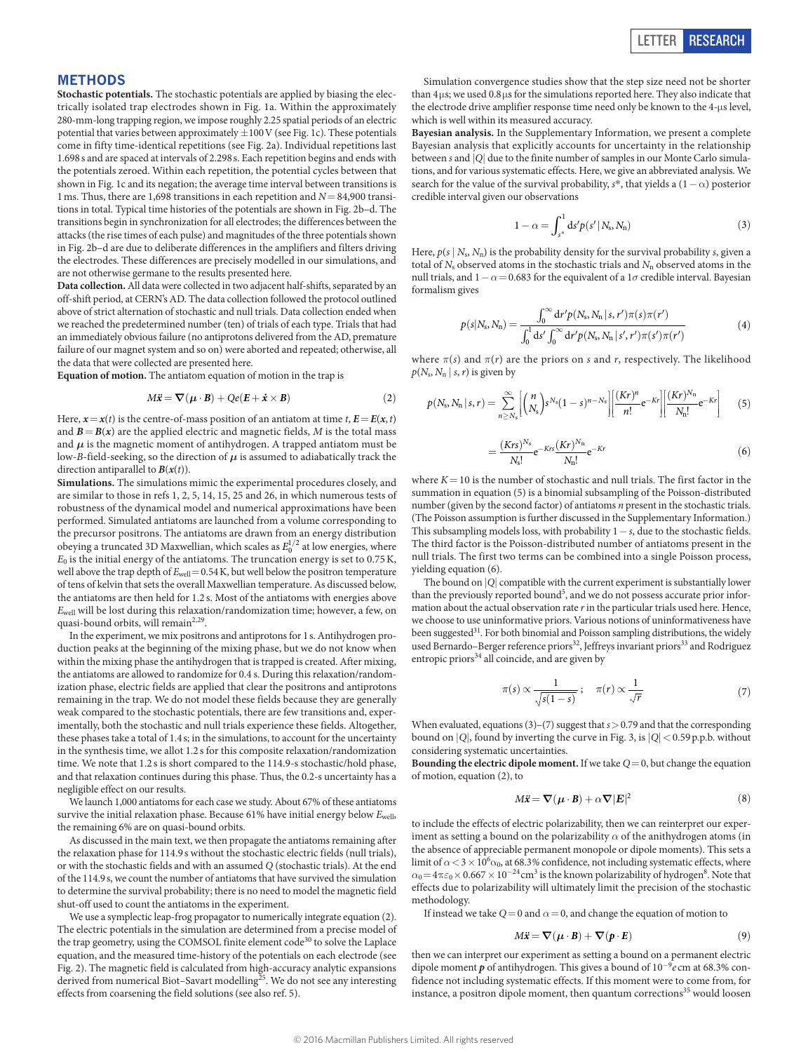# METHODS

**Stochastic potentials.** The stochastic potentials are applied by biasing the electrically isolated trap electrodes shown in Fig. 1a. Within the approximately 280-mm-long trapping region, we impose roughly 2.25 spatial periods of an electric potential that varies between approximately $\pm 100$ V (see Fig. 1c). These potentials come in fifty time-identical repetitions (see Fig. 2a). Individual repetitions last 1.698 s and are spaced at intervals of 2.298 s. Each repetition begins and ends with the potentials zeroed. Within each repetition, the potential cycles between that shown in Fig. 1c and its negation; the average time interval between transitions is 1 ms. Thus, there are 1,698 transitions in each repetition and $N = 84{,}900$ transitions in total. Typical time histories of the potentials are shown in Fig. 2b–d. The transitions begin in synchronization for all electrodes; the differences between the attacks (the rise times of each pulse) and magnitudes of the three potentials shown in Fig. 2b–d are due to deliberate differences in the amplifiers and filters driving the electrodes. These differences are precisely modelled in our simulations, and are not otherwise germane to the results presented here.

**Data collection.** All data were collected in two adjacent half-shifts, separated by an off-shift period, at CERN's AD. The data collection followed the protocol outlined above of strict alternation of stochastic and null trials. Data collection ended when we reached the predetermined number (ten) of trials of each type. Trials that had an immediately obvious failure (no antiprotons delivered from the AD, premature failure of our magnet system and so on) were aborted and repeated; otherwise, all the data that were collected are presented here.

**Equation of motion.** The antiatom equation of motion in the trap is

$$M\ddot{\boldsymbol{x}} = \nabla(\boldsymbol{\mu}\cdot\boldsymbol{B}) + Qe(\boldsymbol{E} + \dot{\boldsymbol{x}}\times\boldsymbol{B}) \qquad (2)$$

Here, $\boldsymbol{x} = \boldsymbol{x}(t)$ is the centre-of-mass position of an antiatom at time $t$, $\boldsymbol{E} = \boldsymbol{E}(\boldsymbol{x}, t)$ and $\boldsymbol{B} = \boldsymbol{B}(\boldsymbol{x})$ are the applied electric and magnetic fields, $M$ is the total mass and $\boldsymbol{\mu}$ is the magnetic moment of antihydrogen. A trapped antiatom must be low-$B$-field-seeking, so the direction of $\boldsymbol{\mu}$ is assumed to adiabatically track the direction antiparallel to $\boldsymbol{B}(\boldsymbol{x}(t))$.

**Simulations.** The simulations mimic the experimental procedures closely, and are similar to those in refs 1, 2, 5, 14, 15, 25 and 26, in which numerous tests of robustness of the dynamical model and numerical approximations have been performed. Simulated antiatoms are launched from a volume corresponding to the precursor positrons. The antiatoms are drawn from an energy distribution obeying a truncated 3D Maxwellian, which scales as $E_0^{1/2}$ at low energies, where $E_0$ is the initial energy of the antiatoms. The truncation energy is set to 0.75 K, well above the trap depth of $E_{\rm well} = 0.54$ K, but well below the positron temperature of tens of kelvin that sets the overall Maxwellian temperature. As discussed below, the antiatoms are then held for 1.2 s. Most of the antiatoms with energies above $E_{\rm well}$ will be lost during this relaxation/randomization time; however, a few, on quasi-bound orbits, will remain[2,29].

In the experiment, we mix positrons and antiprotons for 1 s. Antihydrogen production peaks at the beginning of the mixing phase, but we do not know when within the mixing phase the antihydrogen that is trapped is created. After mixing, the antiatoms are allowed to randomize for 0.4 s. During this relaxation/randomization phase, electric fields are applied that clear the positrons and antiprotons remaining in the trap. We do not model these fields because they are generally weak compared to the stochastic potentials, there are few transitions and, experimentally, both the stochastic and null trials experience these fields. Altogether, these phases take a total of 1.4 s; in the simulations, to account for the uncertainty in the synthesis time, we allot 1.2 s for this composite relaxation/randomization time. We note that 1.2 s is short compared to the 114.9-s stochastic/hold phase, and that relaxation continues during this phase. Thus, the 0.2-s uncertainty has a negligible effect on our results.

We launch 1,000 antiatoms for each case we study. About 67% of these antiatoms survive the initial relaxation phase. Because 61% have initial energy below $E_{\rm well}$, the remaining 6% are on quasi-bound orbits.

As discussed in the main text, we then propagate the antiatoms remaining after the relaxation phase for 114.9 s without the stochastic electric fields (null trials), or with the stochastic fields and with an assumed $Q$ (stochastic trials). At the end of the 114.9 s, we count the number of antiatoms that have survived the simulation to determine the survival probability; there is no need to model the magnetic field shut-off used to count the antiatoms in the experiment.

We use a symplectic leap-frog propagator to numerically integrate equation (2). The electric potentials in the simulation are determined from a precise model of the trap geometry, using the COMSOL finite element code[30] to solve the Laplace equation, and the measured time-history of the potentials on each electrode (see Fig. 2). The magnetic field is calculated from high-accuracy analytic expansions derived from numerical Biot–Savart modelling[25]. We do not see any interesting effects from coarsening the field solutions (see also ref. 5).

Simulation convergence studies show that the step size need not be shorter than 4 μs; we used 0.8 μs for the simulations reported here. They also indicate that the electrode drive amplifier response time need only be known to the 4-μs level, which is well within its measured accuracy.

**Bayesian analysis.** In the Supplementary Information, we present a complete Bayesian analysis that explicitly accounts for uncertainty in the relationship between $s$ and $|Q|$ due to the finite number of samples in our Monte Carlo simulations, and for various systematic effects. Here, we give an abbreviated analysis. We search for the value of the survival probability, $s^*$, that yields a $(1-\alpha)$ posterior credible interval given our observations

$$1 - \alpha = \int_{s^*}^{1} {\rm d}s' p(s' \mid N_{\rm s}, N_{\rm n}) \qquad (3)$$

Here, $p(s \mid N_{\rm s}, N_{\rm n})$ is the probability density for the survival probability $s$, given a total of $N_{\rm s}$ observed atoms in the stochastic trials and $N_{\rm n}$ observed atoms in the null trials, and $1 - \alpha = 0.683$ for the equivalent of a $1\sigma$ credible interval. Bayesian formalism gives

$$p(s|N_{\rm s}, N_{\rm n}) = \frac{\int_0^\infty {\rm d}r' p(N_{\rm s}, N_{\rm n} \mid s, r')\pi(s)\pi(r')}{\int_0^1 {\rm d}s' \int_0^\infty {\rm d}r' p(N_{\rm s}, N_{\rm n} \mid s', r')\pi(s')\pi(r')} \qquad (4)$$

where $\pi(s)$ and $\pi(r)$ are the priors on $s$ and $r$, respectively. The likelihood $p(N_{\rm s}, N_{\rm n} \mid s, r)$ is given by

$$p(N_{\rm s}, N_{\rm n} \mid s, r) = \sum_{n \ge N_{\rm s}}^{\infty} \left[\binom{n}{N_{\rm s}} s^{N_{\rm s}}(1-s)^{n-N_{\rm s}}\right]\left[\frac{(Kr)^n}{n!}{\rm e}^{-Kr}\right]\left[\frac{(Kr)^{N_{\rm n}}}{N_{\rm n}!}{\rm e}^{-Kr}\right] \qquad (5)$$

$$= \frac{(Krs)^{N_{\rm s}}}{N_{\rm s}!}{\rm e}^{-Krs}\frac{(Kr)^{N_{\rm n}}}{N_{\rm n}!}{\rm e}^{-Kr} \qquad (6)$$

where $K = 10$ is the number of stochastic and null trials. The first factor in the summation in equation (5) is a binomial subsampling of the Poisson-distributed number (given by the second factor) of antiatoms $n$ present in the stochastic trials. (The Poisson assumption is further discussed in the Supplementary Information.) This subsampling models loss, with probability $1-s$, due to the stochastic fields. The third factor is the Poisson-distributed number of antiatoms present in the null trials. The first two terms can be combined into a single Poisson process, yielding equation (6).

The bound on $|Q|$ compatible with the current experiment is substantially lower than the previously reported bound[5], and we do not possess accurate prior information about the actual observation rate $r$ in the particular trials used here. Hence, we choose to use uninformative priors. Various notions of uninformativeness have been suggested[31]. For both binomial and Poisson sampling distributions, the widely used Bernardo–Berger reference priors[32], Jeffreys invariant priors[33] and Rodriguez entropic priors[34] all coincide, and are given by

$$\pi(s) \propto \frac{1}{\sqrt{s(1-s)}}; \quad \pi(r) \propto \frac{1}{\sqrt{r}} \qquad (7)$$

When evaluated, equations (3)–(7) suggest that $s > 0.79$ and that the corresponding bound on $|Q|$, found by inverting the curve in Fig. 3, is $|Q| < 0.59$ p.p.b. without considering systematic uncertainties.

**Bounding the electric dipole moment.** If we take $Q = 0$, but change the equation of motion, equation (2), to

$$M\ddot{\boldsymbol{x}} = \nabla(\boldsymbol{\mu}\cdot\boldsymbol{B}) + \alpha\nabla|\boldsymbol{E}|^2 \qquad (8)$$

to include the effects of electric polarizability, then we can reinterpret our experiment as setting a bound on the polarizability $\alpha$ of the anithydrogen atoms (in the absence of appreciable permanent monopole or dipole moments). This sets a limit of $\alpha < 3 \times 10^6 \alpha_0$, at 68.3% confidence, not including systematic effects, where $\alpha_0 = 4\pi\varepsilon_0 \times 0.667 \times 10^{-24}$ cm$^3$ is the known polarizability of hydrogen[8]. Note that effects due to polarizability will ultimately limit the precision of the stochastic methodology.

If instead we take $Q = 0$ and $\alpha = 0$, and change the equation of motion to

$$M\ddot{\boldsymbol{x}} = \nabla(\boldsymbol{\mu}\cdot\boldsymbol{B}) + \nabla(\boldsymbol{p}\cdot\boldsymbol{E}) \qquad (9)$$

then we can interpret our experiment as setting a bound on a permanent electric dipole moment $\boldsymbol{p}$ of antihydrogen. This gives a bound of $10^{-9} e$ cm at 68.3% confidence not including systematic effects. If this moment were to come from, for instance, a positron dipole moment, then quantum corrections[35] would loosen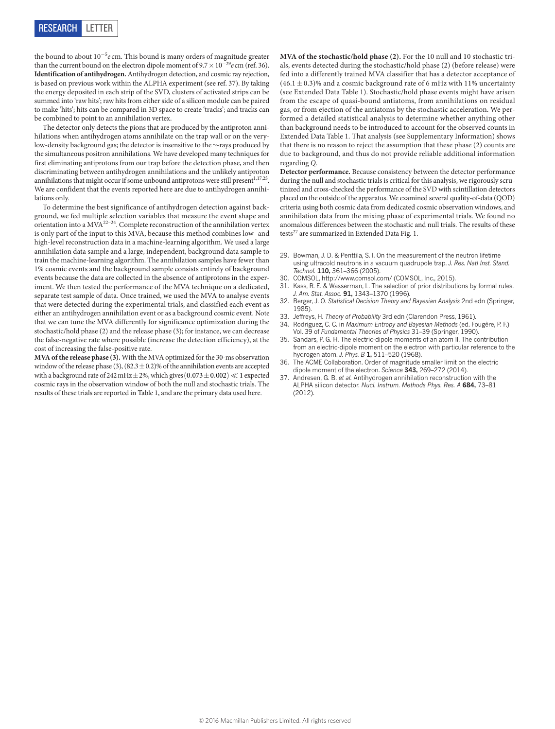the bound to about $10^{-5}e$ cm. This bound is many orders of magnitude greater than the current bound on the electron dipole moment of $9.7 \times 10^{-29}e$ cm (ref. 36).

**Identification of antihydrogen.** Antihydrogen detection, and cosmic ray rejection, is based on previous work within the ALPHA experiment (see ref. 37). By taking the energy deposited in each strip of the SVD, clusters of activated strips can be summed into 'raw hits'; raw hits from either side of a silicon module can be paired to make 'hits'; hits can be compared in 3D space to create 'tracks'; and tracks can be combined to point to an annihilation vertex.

The detector only detects the pions that are produced by the antiproton annihilations when antihydrogen atoms annihilate on the trap wall or on the very-low-density background gas; the detector is insensitive to the $\gamma$-rays produced by the simultaneous positron annihilations. We have developed many techniques for first eliminating antiprotons from our trap before the detection phase, and then discriminating between antihydrogen annihilations and the unlikely antiproton annihilations that might occur if some unbound antiprotons were still present[1,17,25]. We are confident that the events reported here are due to antihydrogen annihilations only.

To determine the best significance of antihydrogen detection against background, we fed multiple selection variables that measure the event shape and orientation into a MVA[22–24]. Complete reconstruction of the annihilation vertex is only part of the input to this MVA, because this method combines low- and high-level reconstruction data in a machine-learning algorithm. We used a large annihilation data sample and a large, independent, background data sample to train the machine-learning algorithm. The annihilation samples have fewer than 1% cosmic events and the background sample consists entirely of background events because the data are collected in the absence of antiprotons in the experiment. We then tested the performance of the MVA technique on a dedicated, separate test sample of data. Once trained, we used the MVA to analyse events that were detected during the experimental trials, and classified each event as either an antihydrogen annihilation event or as a background cosmic event. Note that we can tune the MVA differently for significance optimization during the stochastic/hold phase (2) and the release phase (3); for instance, we can decrease the false-negative rate where possible (increase the detection efficiency), at the cost of increasing the false-positive rate.

**MVA of the release phase (3).** With the MVA optimized for the 30-ms observation window of the release phase (3), $(82.3 \pm 0.2)$% of the annihilation events are accepted with a background rate of 242 mHz $\pm$ 2%, which gives $(0.073 \pm 0.002) \ll 1$ expected cosmic rays in the observation window of both the null and stochastic trials. The results of these trials are reported in Table 1, and are the primary data used here.

**MVA of the stochastic/hold phase (2).** For the 10 null and 10 stochastic trials, events detected during the stochastic/hold phase (2) (before release) were fed into a differently trained MVA classifier that has a detector acceptance of $(46.1 \pm 0.3)$% and a cosmic background rate of 6 mHz with 11% uncertainty (see Extended Data Table 1). Stochastic/hold phase events might have arisen from the escape of quasi-bound antiatoms, from annihilations on residual gas, or from ejection of the antiatoms by the stochastic acceleration. We performed a detailed statistical analysis to determine whether anything other than background needs to be introduced to account for the observed counts in Extended Data Table 1. That analysis (see Supplementary Information) shows that there is no reason to reject the assumption that these phase (2) counts are due to background, and thus do not provide reliable additional information regarding $Q$.

**Detector performance.** Because consistency between the detector performance during the null and stochastic trials is critical for this analysis, we rigorously scrutinized and cross-checked the performance of the SVD with scintillation detectors placed on the outside of the apparatus. We examined several quality-of-data (QOD) criteria using both cosmic data from dedicated cosmic observation windows, and annihilation data from the mixing phase of experimental trials. We found no anomalous differences between the stochastic and null trials. The results of these tests[27] are summarized in Extended Data Fig. 1.

29. Bowman, J. D. & Penttila, S. I. On the measurement of the neutron lifetime using ultracold neutrons in a vacuum quadrupole trap. *J. Res. Natl Inst. Stand. Technol.* **110,** 361–366 (2005).
30. COMSOL, http://www.comsol.com/ (COMSOL, Inc., 2015).
31. Kass, R. E. & Wasserman, L. The selection of prior distributions by formal rules. *J. Am. Stat. Assoc.* **91,** 1343–1370 (1996).
32. Berger, J. O. *Statistical Decision Theory and Bayesian Analysis* 2nd edn (Springer, 1985).
33. Jeffreys, H. *Theory of Probability* 3rd edn (Clarendon Press, 1961).
34. Rodriguez, C. C. in *Maximum Entropy and Bayesian Methods* (ed. Fougère, P. F.) Vol. 39 of *Fundamental Theories of Physics* 31–39 (Springer, 1990).
35. Sandars, P. G. H. The electric-dipole moments of an atom II. The contribution from an electric-dipole moment on the electron with particular reference to the hydrogen atom. *J. Phys. B* **1,** 511–520 (1968).
36. The ACME Collaboration. Order of magnitude smaller limit on the electric dipole moment of the electron. *Science* **343,** 269–272 (2014).
37. Andresen, G. B. *et al.* Antihydrogen annihilation reconstruction with the ALPHA silicon detector. *Nucl. Instrum. Methods Phys. Res. A* **684,** 73–81 (2012).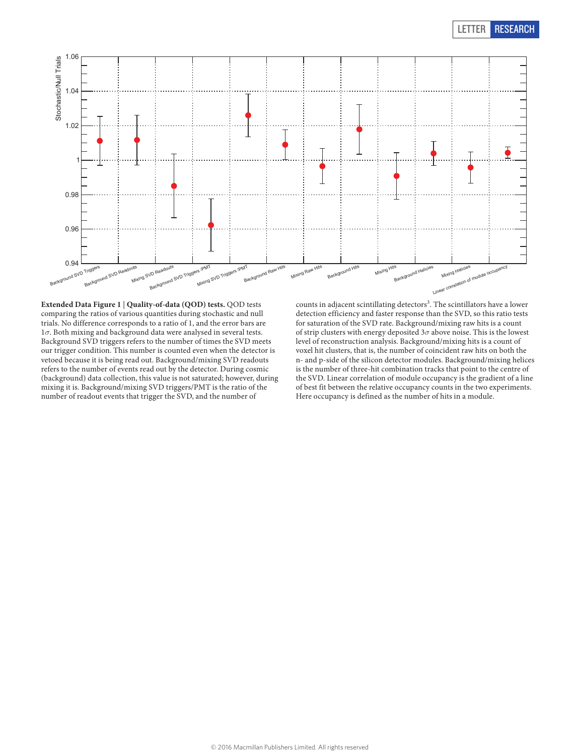**Extended Data Figure 1 | Quality-of-data (QOD) tests.** QOD tests comparing the ratios of various quantities during stochastic and null trials. No difference corresponds to a ratio of 1, and the error bars are $1\sigma$. Both mixing and background data were analysed in several tests. Background SVD triggers refers to the number of times the SVD meets our trigger condition. This number is counted even when the detector is vetoed because it is being read out. Background/mixing SVD readouts refers to the number of events read out by the detector. During cosmic (background) data collection, this value is not saturated; however, during mixing it is. Background/mixing SVD triggers/PMT is the ratio of the number of readout events that trigger the SVD, and the number of counts in adjacent scintillating detectors[3]. The scintillators have a lower detection efficiency and faster response than the SVD, so this ratio tests for saturation of the SVD rate. Background/mixing raw hits is a count of strip clusters with energy deposited $3\sigma$ above noise. This is the lowest level of reconstruction analysis. Background/mixing hits is a count of voxel hit clusters, that is, the number of coincident raw hits on both the n- and p-side of the silicon detector modules. Background/mixing helices is the number of three-hit combination tracks that point to the centre of the SVD. Linear correlation of module occupancy is the gradient of a line of best fit between the relative occupancy counts in the two experiments. Here occupancy is defined as the number of hits in a module.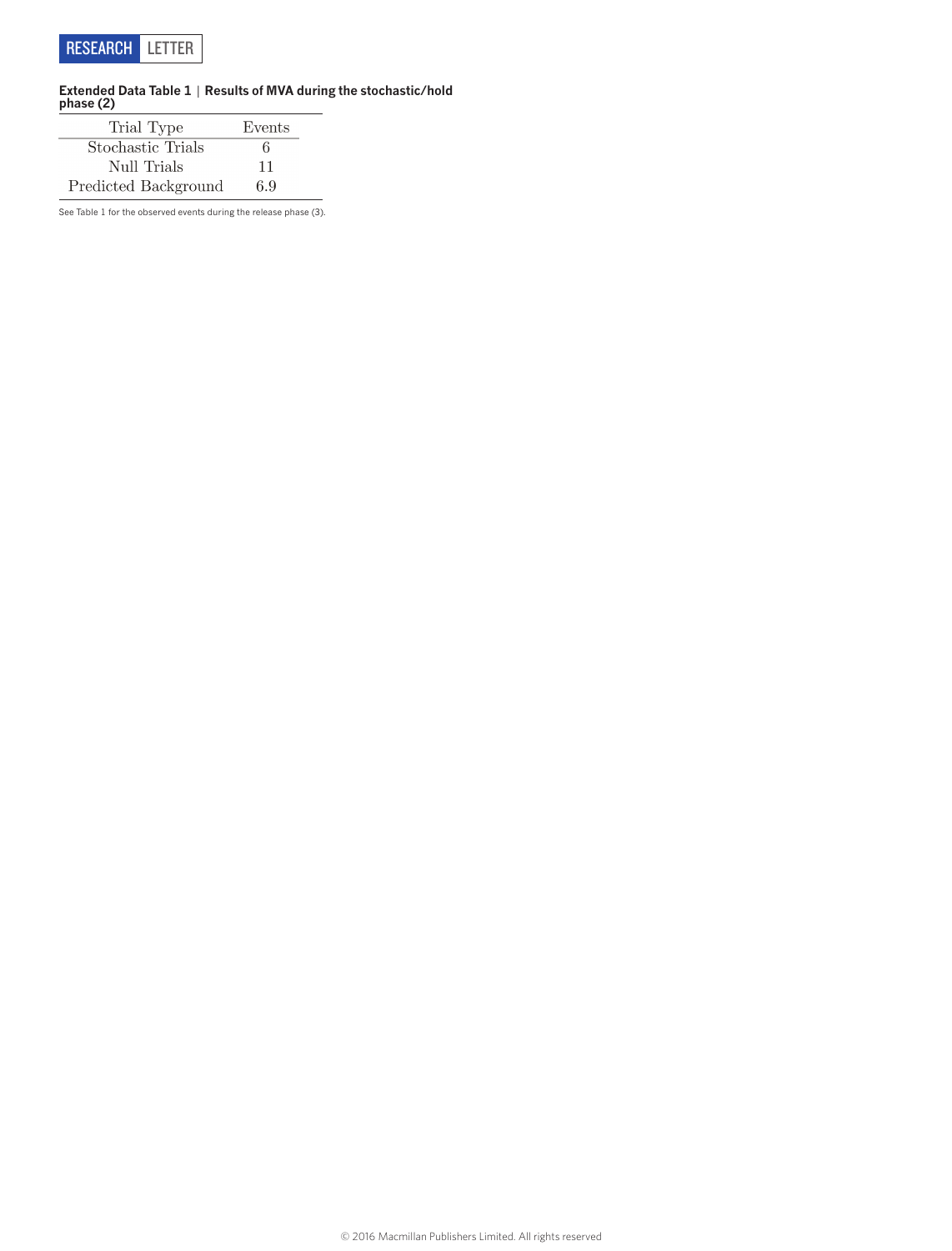**Extended Data Table 1 | Results of MVA during the stochastic/hold phase (2)**

| Trial Type | Events |
|---|---|
| Stochastic Trials | 6 |
| Null Trials | 11 |
| Predicted Background | 6.9 |

See Table 1 for the observed events during the release phase (3).